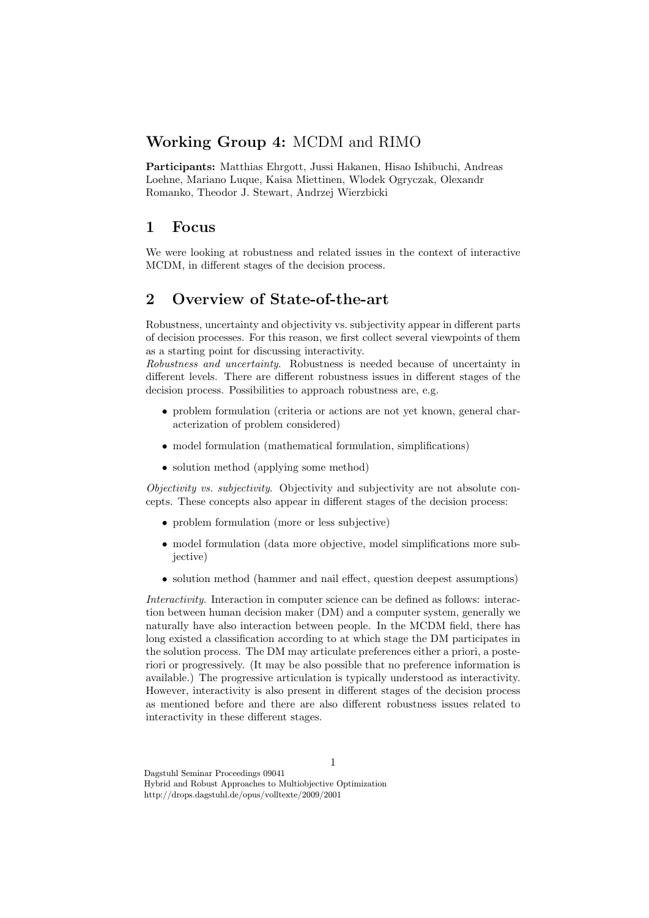# **Working Group 4:** MCDM and RIMO

**Participants:** Matthias Ehrgott, Jussi Hakanen, Hisao Ishibuchi, Andreas Loehne, Mariano Luque, Kaisa Miettinen, Wlodek Ogryczak, Olexandr Romanko, Theodor J. Stewart, Andrzej Wierzbicki

## 1 Focus

We were looking at robustness and related issues in the context of interactive MCDM, in different stages of the decision process.

## 2 Overview of State-of-the-art

Robustness, uncertainty and objectivity vs. subjectivity appear in different parts of decision processes. For this reason, we first collect several viewpoints of them as a starting point for discussing interactivity.

*Robustness and uncertainty.* Robustness is needed because of uncertainty in different levels. There are different robustness issues in different stages of the decision process. Possibilities to approach robustness are, e.g.

- problem formulation (criteria or actions are not yet known, general characterization of problem considered)
- model formulation (mathematical formulation, simplifications)
- solution method (applying some method)

*Objectivity vs. subjectivity.* Objectivity and subjectivity are not absolute concepts. These concepts also appear in different stages of the decision process:

- problem formulation (more or less subjective)
- model formulation (data more objective, model simplifications more subjective)
- solution method (hammer and nail effect, question deepest assumptions)

*Interactivity.* Interaction in computer science can be defined as follows: interaction between human decision maker (DM) and a computer system, generally we naturally have also interaction between people. In the MCDM field, there has long existed a classification according to at which stage the DM participates in the solution process. The DM may articulate preferences either a priori, a posteriori or progressively. (It may be also possible that no preference information is available.) The progressive articulation is typically understood as interactivity. However, interactivity is also present in different stages of the decision process as mentioned before and there are also different robustness issues related to interactivity in these different stages.

Dagstuhl Seminar Proceedings 09041
Hybrid and Robust Approaches to Multiobjective Optimization
http://drops.dagstuhl.de/opus/volltexte/2009/2001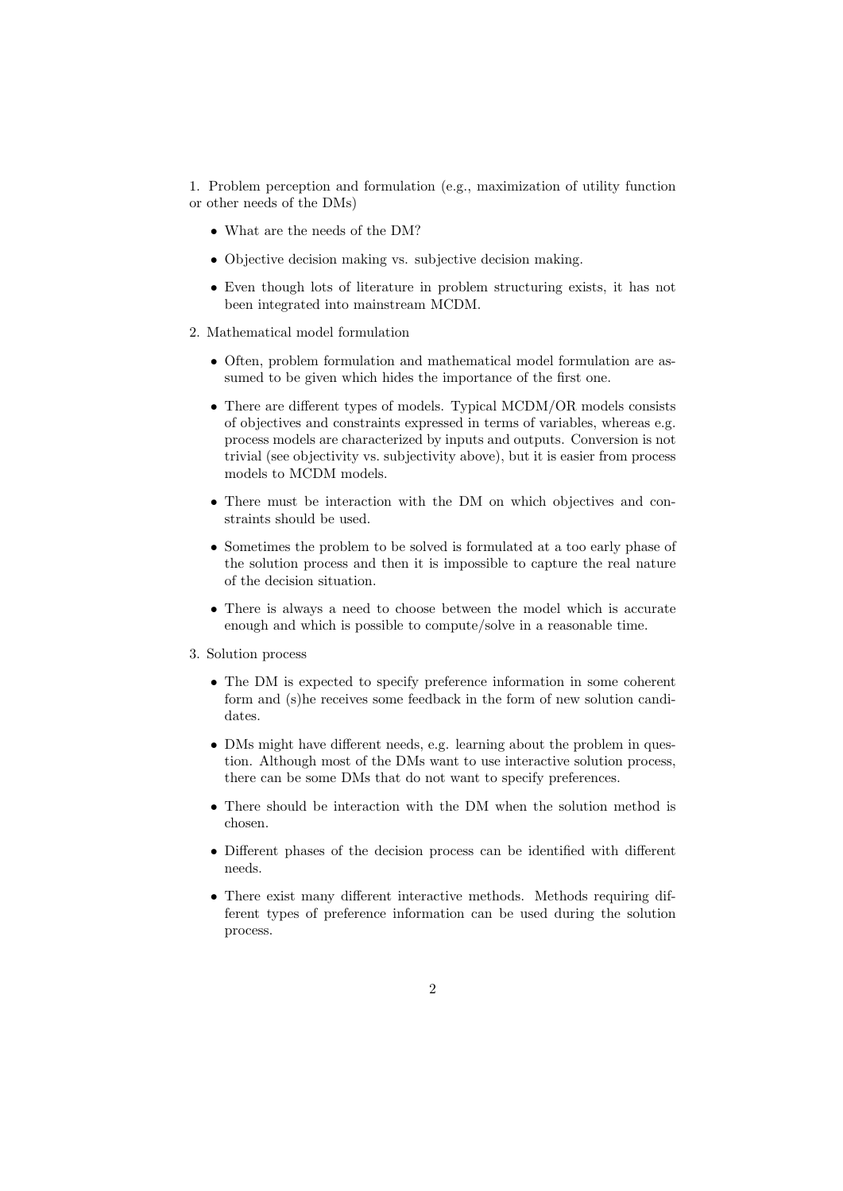1. Problem perception and formulation (e.g., maximization of utility function or other needs of the DMs)

   - What are the needs of the DM?
   - Objective decision making vs. subjective decision making.
   - Even though lots of literature in problem structuring exists, it has not been integrated into mainstream MCDM.

2. Mathematical model formulation

   - Often, problem formulation and mathematical model formulation are assumed to be given which hides the importance of the first one.
   - There are different types of models. Typical MCDM/OR models consists of objectives and constraints expressed in terms of variables, whereas e.g. process models are characterized by inputs and outputs. Conversion is not trivial (see objectivity vs. subjectivity above), but it is easier from process models to MCDM models.
   - There must be interaction with the DM on which objectives and constraints should be used.
   - Sometimes the problem to be solved is formulated at a too early phase of the solution process and then it is impossible to capture the real nature of the decision situation.
   - There is always a need to choose between the model which is accurate enough and which is possible to compute/solve in a reasonable time.

3. Solution process

   - The DM is expected to specify preference information in some coherent form and (s)he receives some feedback in the form of new solution candidates.
   - DMs might have different needs, e.g. learning about the problem in question. Although most of the DMs want to use interactive solution process, there can be some DMs that do not want to specify preferences.
   - There should be interaction with the DM when the solution method is chosen.
   - Different phases of the decision process can be identified with different needs.
   - There exist many different interactive methods. Methods requiring different types of preference information can be used during the solution process.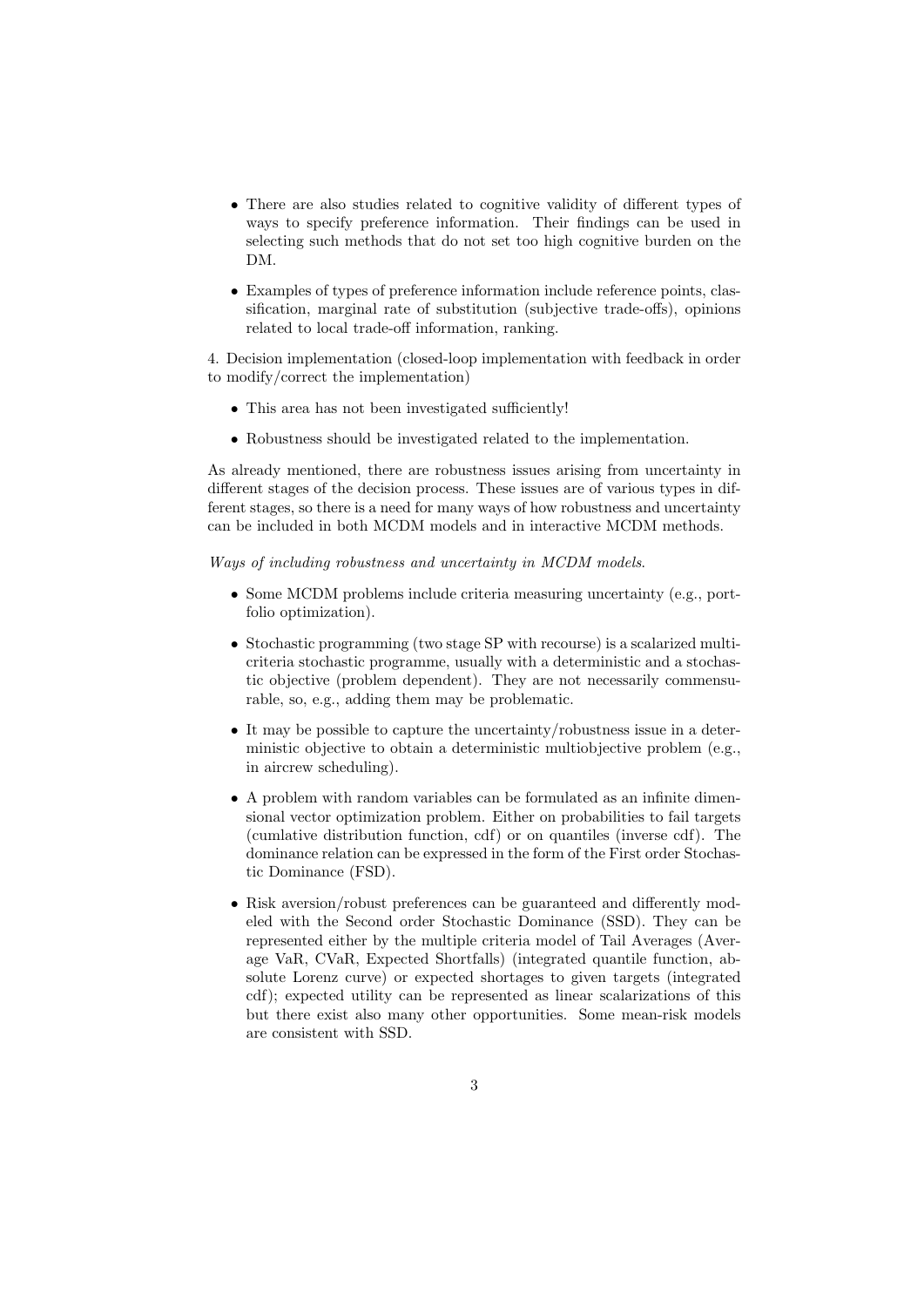- There are also studies related to cognitive validity of different types of ways to specify preference information. Their findings can be used in selecting such methods that do not set too high cognitive burden on the DM.
- Examples of types of preference information include reference points, classification, marginal rate of substitution (subjective trade-offs), opinions related to local trade-off information, ranking.

4. Decision implementation (closed-loop implementation with feedback in order to modify/correct the implementation)

- This area has not been investigated sufficiently!
- Robustness should be investigated related to the implementation.

As already mentioned, there are robustness issues arising from uncertainty in different stages of the decision process. These issues are of various types in different stages, so there is a need for many ways of how robustness and uncertainty can be included in both MCDM models and in interactive MCDM methods.

*Ways of including robustness and uncertainty in MCDM models.*

- Some MCDM problems include criteria measuring uncertainty (e.g., portfolio optimization).
- Stochastic programming (two stage SP with recourse) is a scalarized multicriteria stochastic programme, usually with a deterministic and a stochastic objective (problem dependent). They are not necessarily commensurable, so, e.g., adding them may be problematic.
- It may be possible to capture the uncertainty/robustness issue in a deterministic objective to obtain a deterministic multiobjective problem (e.g., in aircrew scheduling).
- A problem with random variables can be formulated as an infinite dimensional vector optimization problem. Either on probabilities to fail targets (cumlative distribution function, cdf) or on quantiles (inverse cdf). The dominance relation can be expressed in the form of the First order Stochastic Dominance (FSD).
- Risk aversion/robust preferences can be guaranteed and differently modeled with the Second order Stochastic Dominance (SSD). They can be represented either by the multiple criteria model of Tail Averages (Average VaR, CVaR, Expected Shortfalls) (integrated quantile function, absolute Lorenz curve) or expected shortages to given targets (integrated cdf); expected utility can be represented as linear scalarizations of this but there exist also many other opportunities. Some mean-risk models are consistent with SSD.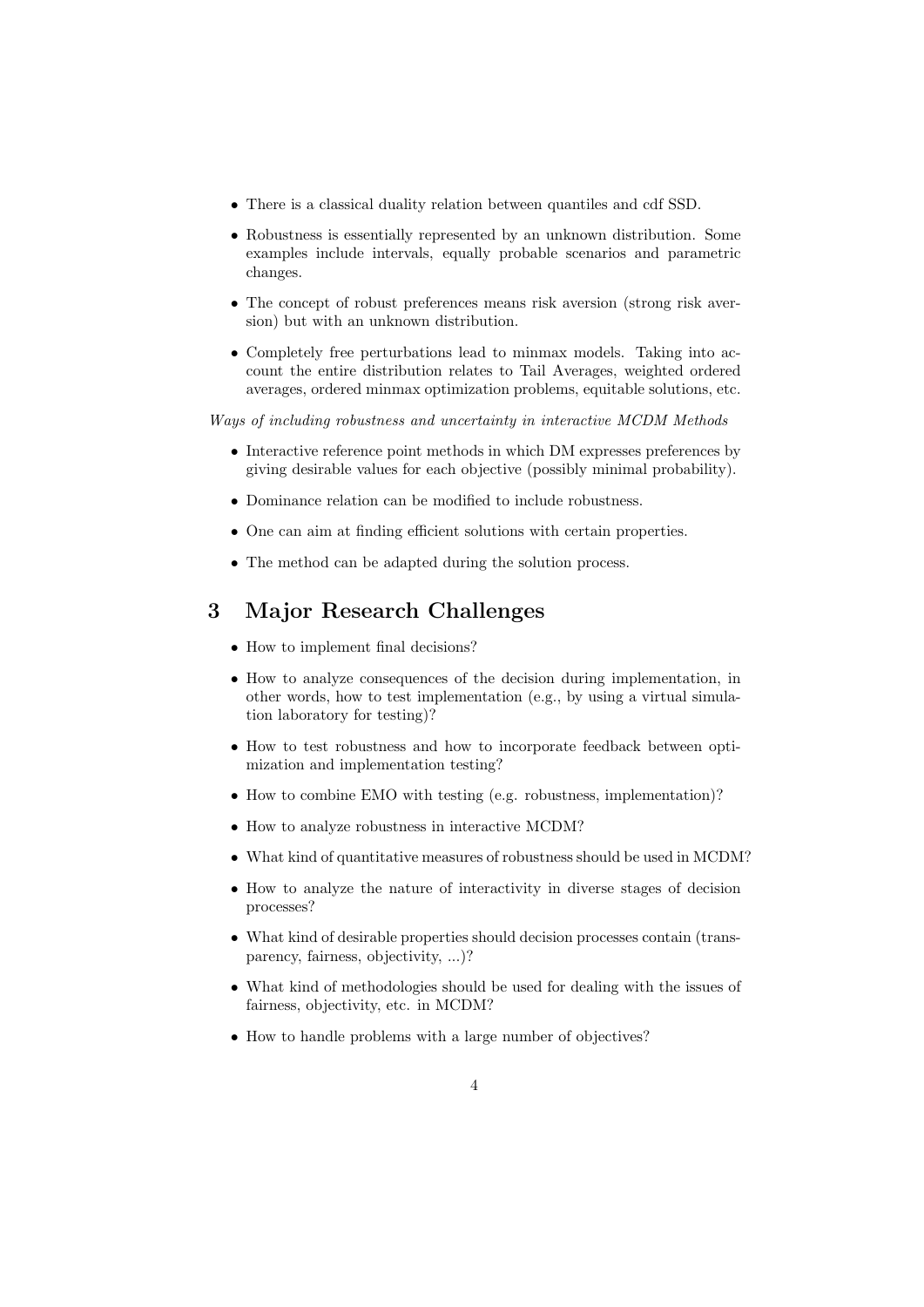- There is a classical duality relation between quantiles and cdf SSD.
- Robustness is essentially represented by an unknown distribution. Some examples include intervals, equally probable scenarios and parametric changes.
- The concept of robust preferences means risk aversion (strong risk aversion) but with an unknown distribution.
- Completely free perturbations lead to minmax models. Taking into account the entire distribution relates to Tail Averages, weighted ordered averages, ordered minmax optimization problems, equitable solutions, etc.

*Ways of including robustness and uncertainty in interactive MCDM Methods*

- Interactive reference point methods in which DM expresses preferences by giving desirable values for each objective (possibly minimal probability).
- Dominance relation can be modified to include robustness.
- One can aim at finding efficient solutions with certain properties.
- The method can be adapted during the solution process.

# 3 Major Research Challenges

- How to implement final decisions?
- How to analyze consequences of the decision during implementation, in other words, how to test implementation (e.g., by using a virtual simulation laboratory for testing)?
- How to test robustness and how to incorporate feedback between optimization and implementation testing?
- How to combine EMO with testing (e.g. robustness, implementation)?
- How to analyze robustness in interactive MCDM?
- What kind of quantitative measures of robustness should be used in MCDM?
- How to analyze the nature of interactivity in diverse stages of decision processes?
- What kind of desirable properties should decision processes contain (transparency, fairness, objectivity, ...)?
- What kind of methodologies should be used for dealing with the issues of fairness, objectivity, etc. in MCDM?
- How to handle problems with a large number of objectives?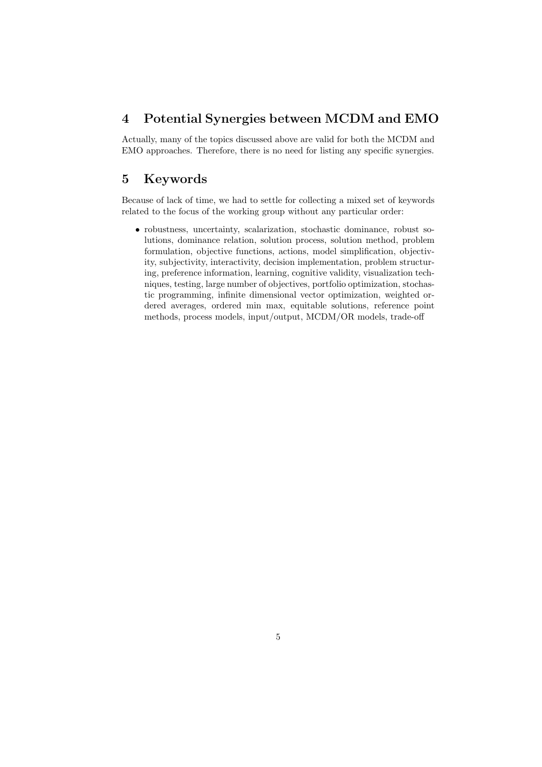## 4 Potential Synergies between MCDM and EMO

Actually, many of the topics discussed above are valid for both the MCDM and EMO approaches. Therefore, there is no need for listing any specific synergies.

## 5 Keywords

Because of lack of time, we had to settle for collecting a mixed set of keywords related to the focus of the working group without any particular order:

- robustness, uncertainty, scalarization, stochastic dominance, robust solutions, dominance relation, solution process, solution method, problem formulation, objective functions, actions, model simplification, objectivity, subjectivity, interactivity, decision implementation, problem structuring, preference information, learning, cognitive validity, visualization techniques, testing, large number of objectives, portfolio optimization, stochastic programming, infinite dimensional vector optimization, weighted ordered averages, ordered min max, equitable solutions, reference point methods, process models, input/output, MCDM/OR models, trade-off